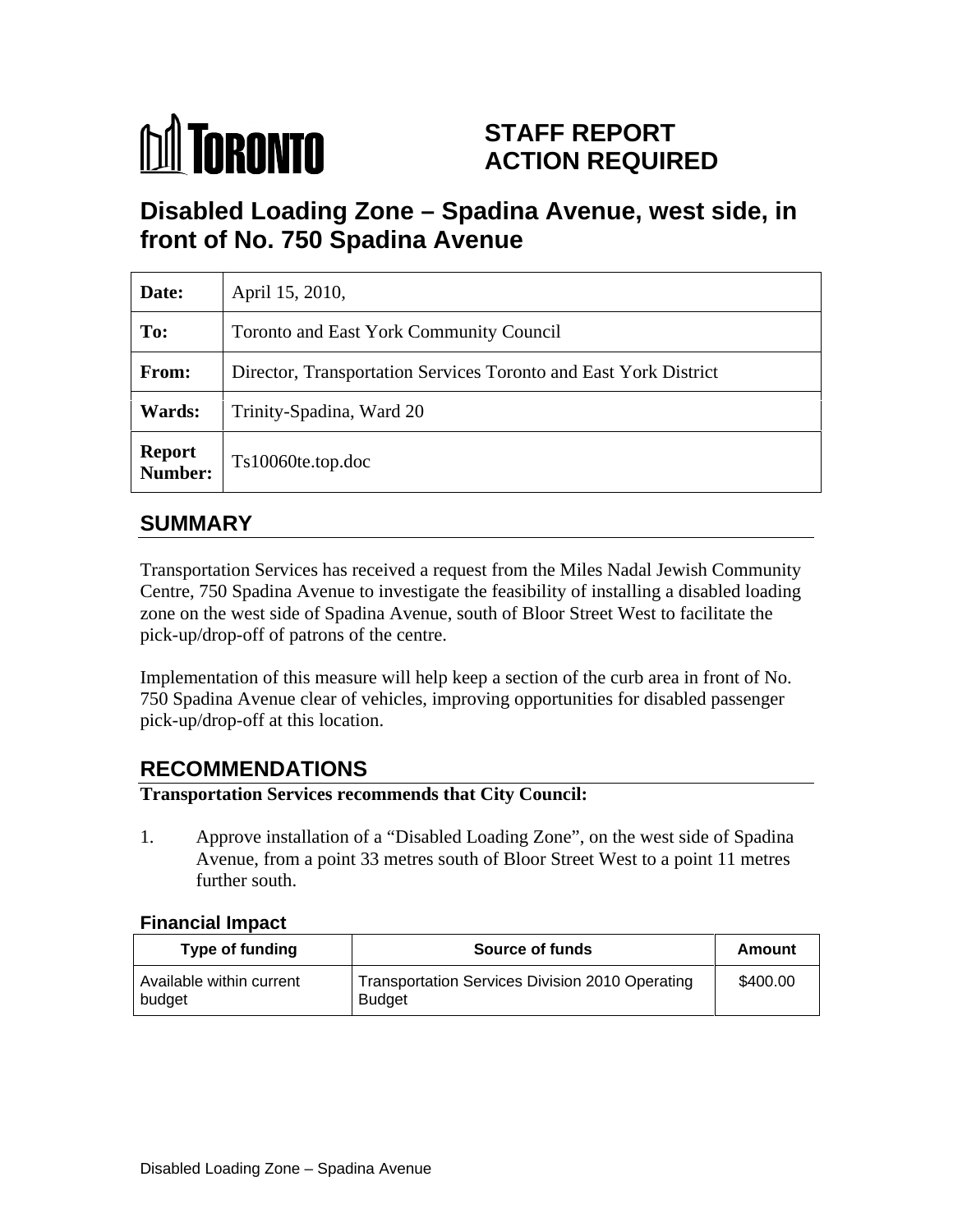# TORONTO

## STAFF REPORT ACTION REQUIRED

# Disabled Loading Zone – Spadina Avenue, west side, in front of No. 750 Spadina Avenue

| **Date:** | April 15, 2010, |
|---|---|
| **To:** | Toronto and East York Community Council |
| **From:** | Director, Transportation Services Toronto and East York District |
| **Wards:** | Trinity-Spadina, Ward 20 |
| **Report Number:** | Ts10060te.top.doc |

## SUMMARY

Transportation Services has received a request from the Miles Nadal Jewish Community Centre, 750 Spadina Avenue to investigate the feasibility of installing a disabled loading zone on the west side of Spadina Avenue, south of Bloor Street West to facilitate the pick-up/drop-off of patrons of the centre.

Implementation of this measure will help keep a section of the curb area in front of No. 750 Spadina Avenue clear of vehicles, improving opportunities for disabled passenger pick-up/drop-off at this location.

## RECOMMENDATIONS

**Transportation Services recommends that City Council:**

1. Approve installation of a "Disabled Loading Zone", on the west side of Spadina Avenue, from a point 33 metres south of Bloor Street West to a point 11 metres further south.

### Financial Impact

| Type of funding | Source of funds | Amount |
|---|---|---|
| Available within current budget | Transportation Services Division 2010 Operating Budget | $400.00 |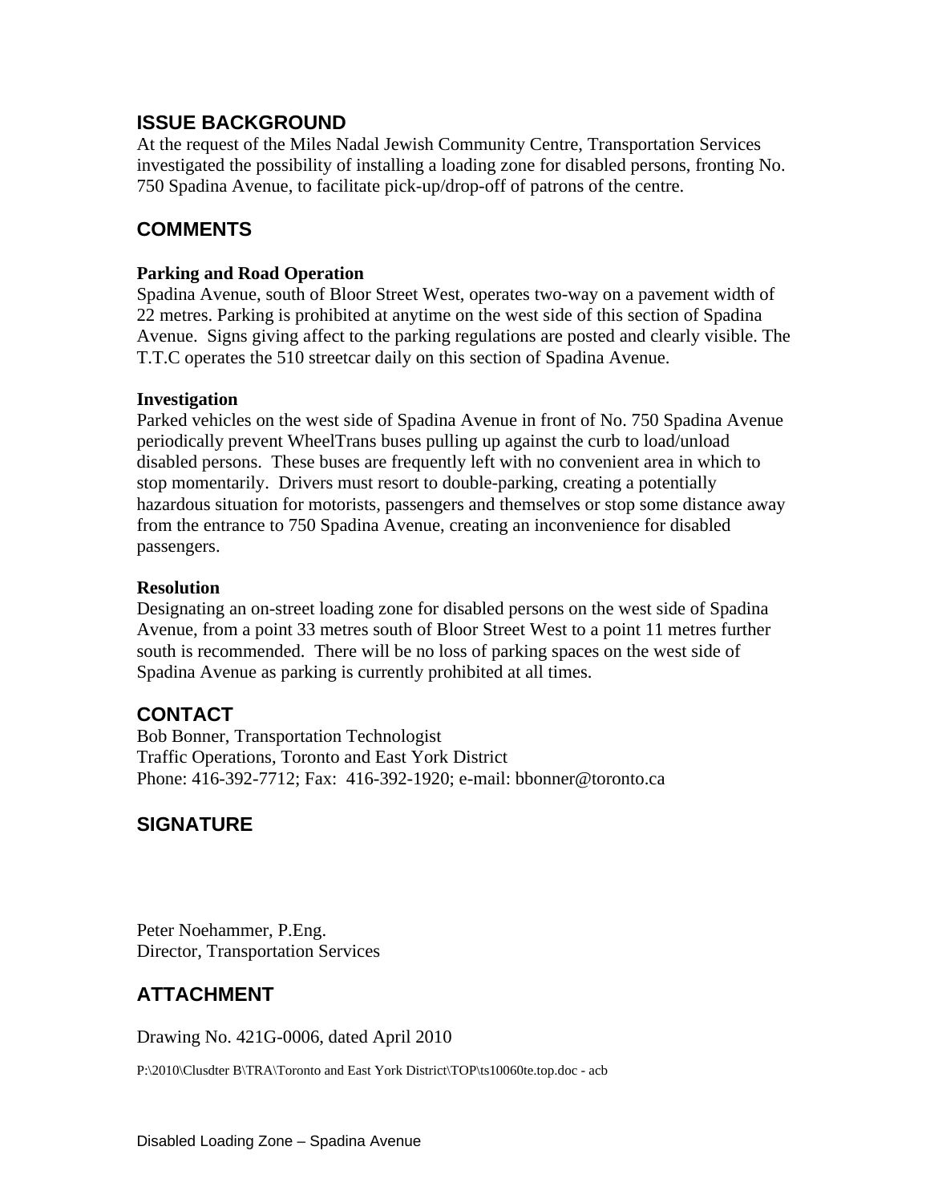## ISSUE BACKGROUND

At the request of the Miles Nadal Jewish Community Centre, Transportation Services investigated the possibility of installing a loading zone for disabled persons, fronting No. 750 Spadina Avenue, to facilitate pick-up/drop-off of patrons of the centre.

## COMMENTS

**Parking and Road Operation**

Spadina Avenue, south of Bloor Street West, operates two-way on a pavement width of 22 metres. Parking is prohibited at anytime on the west side of this section of Spadina Avenue. Signs giving affect to the parking regulations are posted and clearly visible. The T.T.C operates the 510 streetcar daily on this section of Spadina Avenue.

**Investigation**

Parked vehicles on the west side of Spadina Avenue in front of No. 750 Spadina Avenue periodically prevent WheelTrans buses pulling up against the curb to load/unload disabled persons. These buses are frequently left with no convenient area in which to stop momentarily. Drivers must resort to double-parking, creating a potentially hazardous situation for motorists, passengers and themselves or stop some distance away from the entrance to 750 Spadina Avenue, creating an inconvenience for disabled passengers.

**Resolution**

Designating an on-street loading zone for disabled persons on the west side of Spadina Avenue, from a point 33 metres south of Bloor Street West to a point 11 metres further south is recommended. There will be no loss of parking spaces on the west side of Spadina Avenue as parking is currently prohibited at all times.

## CONTACT

Bob Bonner, Transportation Technologist
Traffic Operations, Toronto and East York District
Phone: 416-392-7712; Fax: 416-392-1920; e-mail: bbonner@toronto.ca

## SIGNATURE

Peter Noehammer, P.Eng.
Director, Transportation Services

## ATTACHMENT

Drawing No. 421G-0006, dated April 2010

P:\2010\Clusdter B\TRA\Toronto and East York District\TOP\ts10060te.top.doc - acb